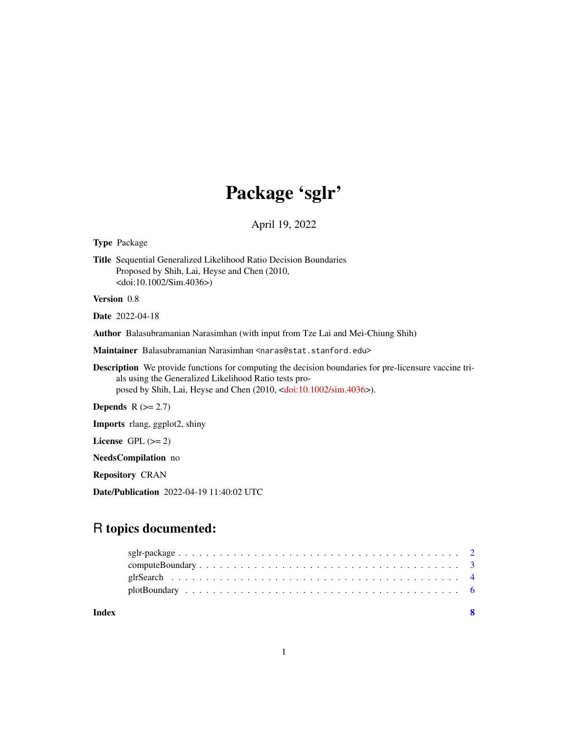# Package 'sglr'

April 19, 2022

**Type** Package

**Title** Sequential Generalized Likelihood Ratio Decision Boundaries Proposed by Shih, Lai, Heyse and Chen (2010, <doi:10.1002/Sim.4036>)

**Version** 0.8

**Date** 2022-04-18

**Author** Balasubramanian Narasimhan (with input from Tze Lai and Mei-Chiung Shih)

**Maintainer** Balasubramanian Narasimhan <naras@stat.stanford.edu>

**Description** We provide functions for computing the decision boundaries for pre-licensure vaccine trials using the Generalized Likelihood Ratio tests proposed by Shih, Lai, Heyse and Chen (2010, <doi:10.1002/sim.4036>).

**Depends** R (>= 2.7)

**Imports** rlang, ggplot2, shiny

**License** GPL (>= 2)

**NeedsCompilation** no

**Repository** CRAN

**Date/Publication** 2022-04-19 11:40:02 UTC

## R topics documented:

- sglr-package . . . . . . . . . . . . . . . . . . . . . . . . . . . . . . . . . . . . . . . . 2
- computeBoundary . . . . . . . . . . . . . . . . . . . . . . . . . . . . . . . . . . . . . . 3
- glrSearch . . . . . . . . . . . . . . . . . . . . . . . . . . . . . . . . . . . . . . . . . . 4
- plotBoundary . . . . . . . . . . . . . . . . . . . . . . . . . . . . . . . . . . . . . . . . 6

**Index** **8**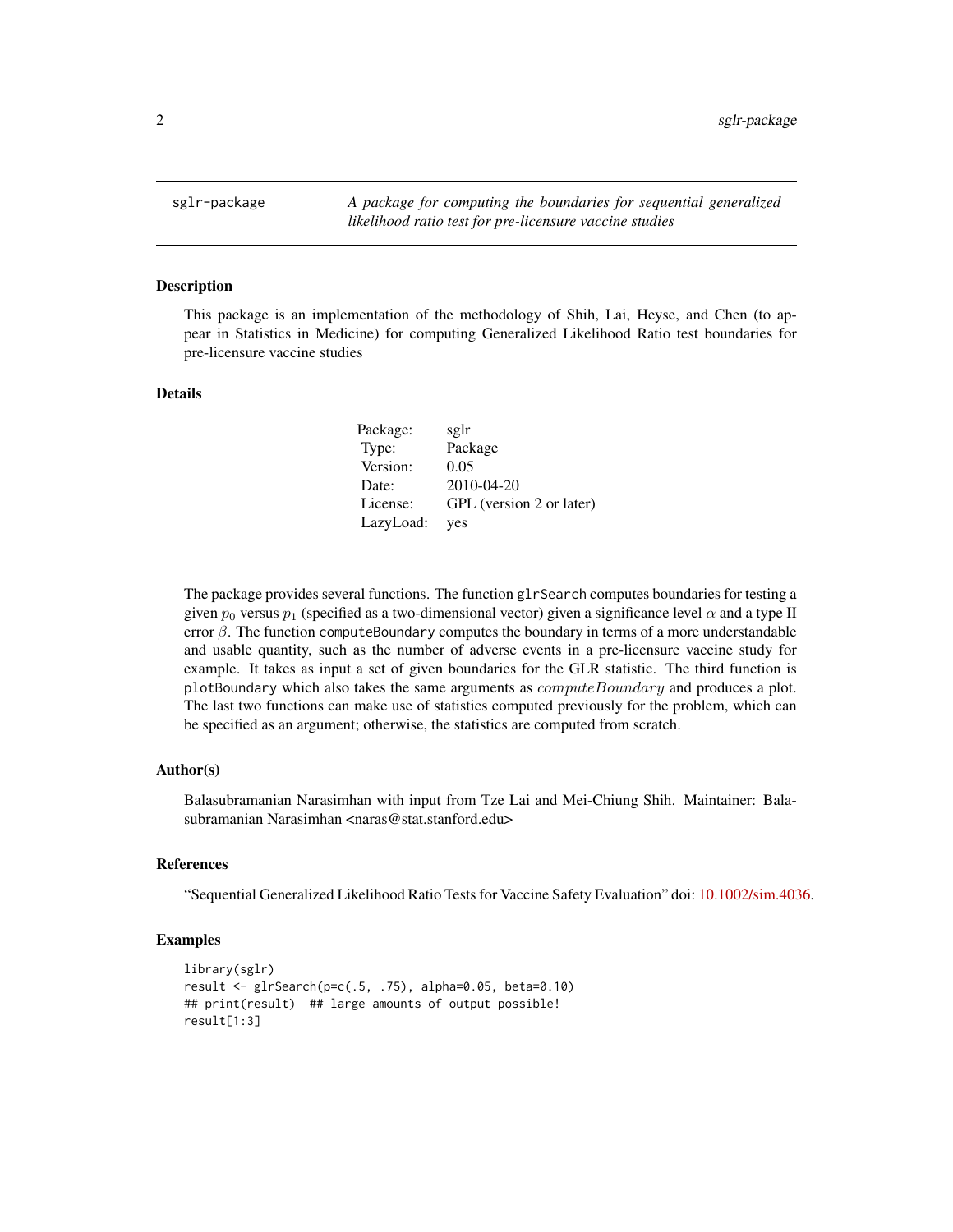sglr-package | *A package for computing the boundaries for sequential generalized likelihood ratio test for pre-licensure vaccine studies*

## Description

This package is an implementation of the methodology of Shih, Lai, Heyse, and Chen (to appear in Statistics in Medicine) for computing Generalized Likelihood Ratio test boundaries for pre-licensure vaccine studies

## Details

| | |
|---|---|
| Package: | sglr |
| Type: | Package |
| Version: | 0.05 |
| Date: | 2010-04-20 |
| License: | GPL (version 2 or later) |
| LazyLoad: | yes |

The package provides several functions. The function `glrSearch` computes boundaries for testing a given $p_0$ versus $p_1$ (specified as a two-dimensional vector) given a significance level $\alpha$ and a type II error $\beta$. The function `computeBoundary` computes the boundary in terms of a more understandable and usable quantity, such as the number of adverse events in a pre-licensure vaccine study for example. It takes as input a set of given boundaries for the GLR statistic. The third function is `plotBoundary` which also takes the same arguments as $computeBoundary$ and produces a plot. The last two functions can make use of statistics computed previously for the problem, which can be specified as an argument; otherwise, the statistics are computed from scratch.

## Author(s)

Balasubramanian Narasimhan with input from Tze Lai and Mei-Chiung Shih. Maintainer: Balasubramanian Narasimhan <naras@stat.stanford.edu>

## References

"Sequential Generalized Likelihood Ratio Tests for Vaccine Safety Evaluation" doi: 10.1002/sim.4036.

## Examples

```
library(sglr)
result <- glrSearch(p=c(.5, .75), alpha=0.05, beta=0.10)
## print(result)  ## large amounts of output possible!
result[1:3]
```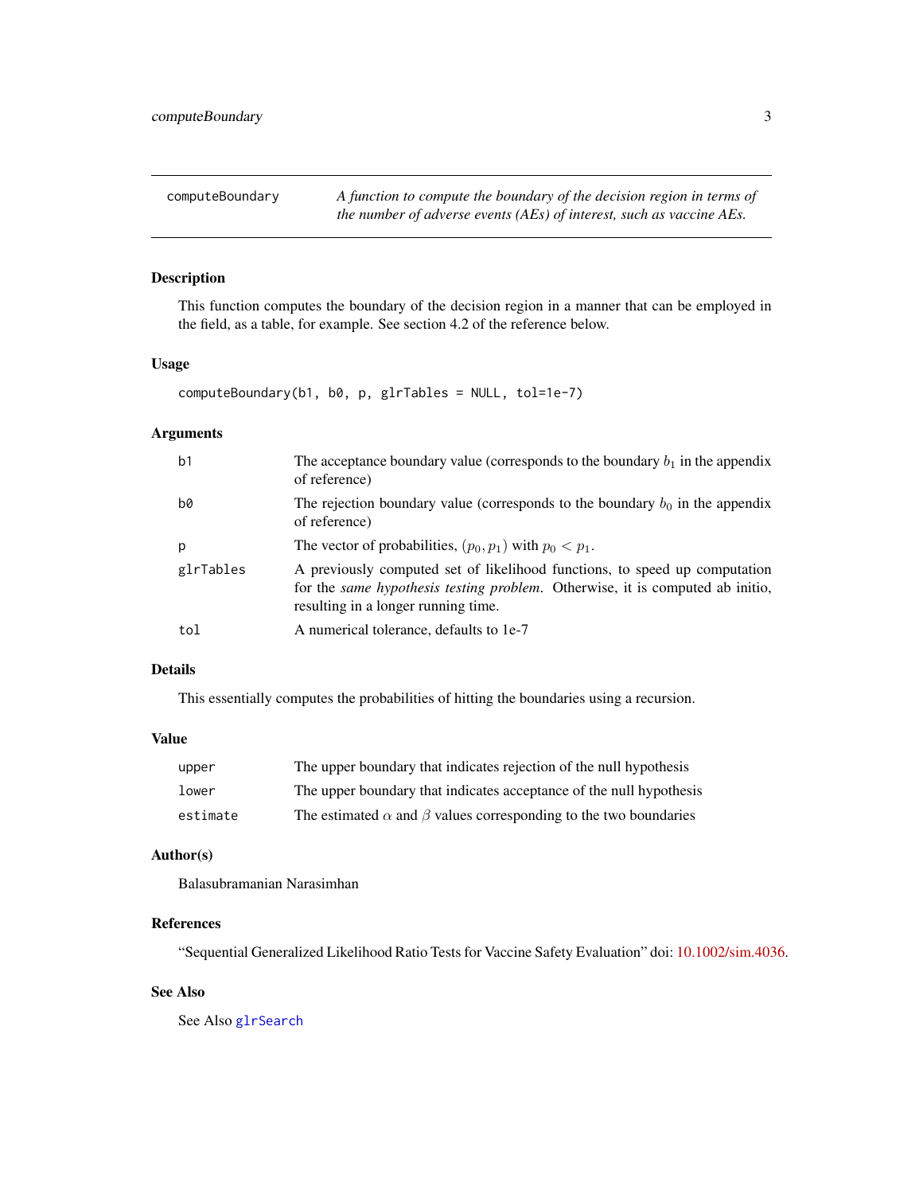# computeBoundary

*A function to compute the boundary of the decision region in terms of the number of adverse events (AEs) of interest, such as vaccine AEs.*

## Description

This function computes the boundary of the decision region in a manner that can be employed in the field, as a table, for example. See section 4.2 of the reference below.

## Usage

```
computeBoundary(b1, b0, p, glrTables = NULL, tol=1e-7)
```

## Arguments

| | |
|---|---|
| b1 | The acceptance boundary value (corresponds to the boundary $b_1$ in the appendix of reference) |
| b0 | The rejection boundary value (corresponds to the boundary $b_0$ in the appendix of reference) |
| p | The vector of probabilities, $(p_0, p_1)$ with $p_0 < p_1$. |
| glrTables | A previously computed set of likelihood functions, to speed up computation for the *same hypothesis testing problem*. Otherwise, it is computed ab initio, resulting in a longer running time. |
| tol | A numerical tolerance, defaults to 1e-7 |

## Details

This essentially computes the probabilities of hitting the boundaries using a recursion.

## Value

| | |
|---|---|
| upper | The upper boundary that indicates rejection of the null hypothesis |
| lower | The upper boundary that indicates acceptance of the null hypothesis |
| estimate | The estimated $\alpha$ and $\beta$ values corresponding to the two boundaries |

## Author(s)

Balasubramanian Narasimhan

## References

"Sequential Generalized Likelihood Ratio Tests for Vaccine Safety Evaluation" doi: 10.1002/sim.4036.

## See Also

See Also glrSearch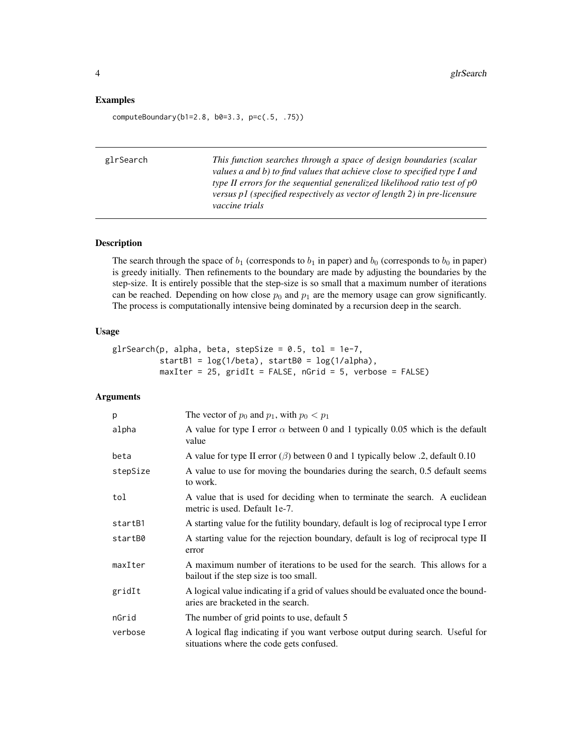## Examples

```
computeBoundary(b1=2.8, b0=3.3, p=c(.5, .75))
```

---

## glrSearch

*This function searches through a space of design boundaries (scalar values a and b) to find values that achieve close to specified type I and type II errors for the sequential generalized likelihood ratio test of p0 versus p1 (specified respectively as vector of length 2) in pre-licensure vaccine trials*

---

### Description

The search through the space of $b_1$ (corresponds to $b_1$ in paper) and $b_0$ (corresponds to $b_0$ in paper) is greedy initially. Then refinements to the boundary are made by adjusting the boundaries by the step-size. It is entirely possible that the step-size is so small that a maximum number of iterations can be reached. Depending on how close $p_0$ and $p_1$ are the memory usage can grow significantly. The process is computationally intensive being dominated by a recursion deep in the search.

### Usage

```
glrSearch(p, alpha, beta, stepSize = 0.5, tol = 1e-7,
          startB1 = log(1/beta), startB0 = log(1/alpha),
          maxIter = 25, gridIt = FALSE, nGrid = 5, verbose = FALSE)
```

### Arguments

| | |
|---|---|
| p | The vector of $p_0$ and $p_1$, with $p_0 < p_1$ |
| alpha | A value for type I error $\alpha$ between 0 and 1 typically 0.05 which is the default value |
| beta | A value for type II error ($\beta$) between 0 and 1 typically below .2, default 0.10 |
| stepSize | A value to use for moving the boundaries during the search, 0.5 default seems to work. |
| tol | A value that is used for deciding when to terminate the search. A euclidean metric is used. Default 1e-7. |
| startB1 | A starting value for the futility boundary, default is log of reciprocal type I error |
| startB0 | A starting value for the rejection boundary, default is log of reciprocal type II error |
| maxIter | A maximum number of iterations to be used for the search. This allows for a bailout if the step size is too small. |
| gridIt | A logical value indicating if a grid of values should be evaluated once the boundaries are bracketed in the search. |
| nGrid | The number of grid points to use, default 5 |
| verbose | A logical flag indicating if you want verbose output during search. Useful for situations where the code gets confused. |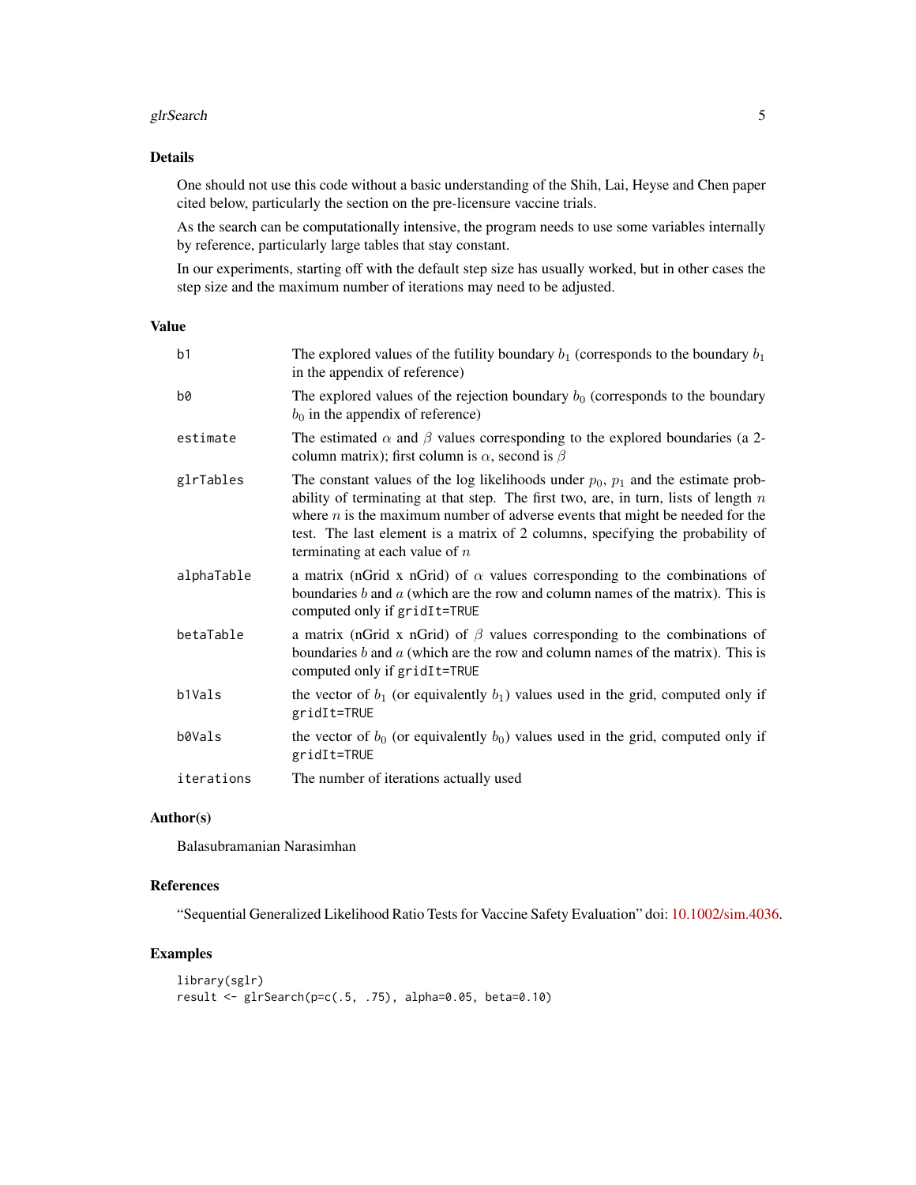### Details

One should not use this code without a basic understanding of the Shih, Lai, Heyse and Chen paper cited below, particularly the section on the pre-licensure vaccine trials.

As the search can be computationally intensive, the program needs to use some variables internally by reference, particularly large tables that stay constant.

In our experiments, starting off with the default step size has usually worked, but in other cases the step size and the maximum number of iterations may need to be adjusted.

### Value

| | |
|---|---|
| `b1` | The explored values of the futility boundary $b_1$ (corresponds to the boundary $b_1$ in the appendix of reference) |
| `b0` | The explored values of the rejection boundary $b_0$ (corresponds to the boundary $b_0$ in the appendix of reference) |
| `estimate` | The estimated $\alpha$ and $\beta$ values corresponding to the explored boundaries (a 2-column matrix); first column is $\alpha$, second is $\beta$ |
| `glrTables` | The constant values of the log likelihoods under $p_0$, $p_1$ and the estimate probability of terminating at that step. The first two, are, in turn, lists of length $n$ where $n$ is the maximum number of adverse events that might be needed for the test. The last element is a matrix of 2 columns, specifying the probability of terminating at each value of $n$ |
| `alphaTable` | a matrix (nGrid x nGrid) of $\alpha$ values corresponding to the combinations of boundaries $b$ and $a$ (which are the row and column names of the matrix). This is computed only if `gridIt=TRUE` |
| `betaTable` | a matrix (nGrid x nGrid) of $\beta$ values corresponding to the combinations of boundaries $b$ and $a$ (which are the row and column names of the matrix). This is computed only if `gridIt=TRUE` |
| `b1Vals` | the vector of $b_1$ (or equivalently $b_1$) values used in the grid, computed only if `gridIt=TRUE` |
| `b0Vals` | the vector of $b_0$ (or equivalently $b_0$) values used in the grid, computed only if `gridIt=TRUE` |
| `iterations` | The number of iterations actually used |

### Author(s)

Balasubramanian Narasimhan

### References

"Sequential Generalized Likelihood Ratio Tests for Vaccine Safety Evaluation" doi: 10.1002/sim.4036.

### Examples

```
library(sglr)
result <- glrSearch(p=c(.5, .75), alpha=0.05, beta=0.10)
```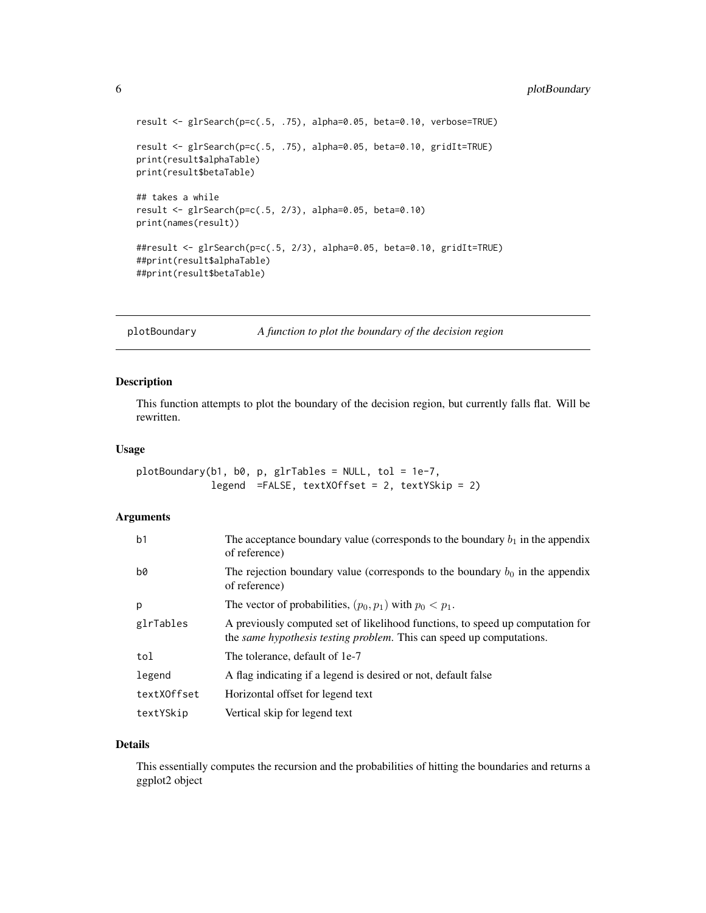```
result <- glrSearch(p=c(.5, .75), alpha=0.05, beta=0.10, verbose=TRUE)

result <- glrSearch(p=c(.5, .75), alpha=0.05, beta=0.10, gridIt=TRUE)
print(result$alphaTable)
print(result$betaTable)

## takes a while
result <- glrSearch(p=c(.5, 2/3), alpha=0.05, beta=0.10)
print(names(result))

##result <- glrSearch(p=c(.5, 2/3), alpha=0.05, beta=0.10, gridIt=TRUE)
##print(result$alphaTable)
##print(result$betaTable)
```

## plotBoundary — *A function to plot the boundary of the decision region*

### Description

This function attempts to plot the boundary of the decision region, but currently falls flat. Will be rewritten.

### Usage

```
plotBoundary(b1, b0, p, glrTables = NULL, tol = 1e-7,
             legend  =FALSE, textXOffset = 2, textYSkip = 2)
```

### Arguments

| | |
|---|---|
| b1 | The acceptance boundary value (corresponds to the boundary $b_1$ in the appendix of reference) |
| b0 | The rejection boundary value (corresponds to the boundary $b_0$ in the appendix of reference) |
| p | The vector of probabilities, $(p_0, p_1)$ with $p_0 < p_1$. |
| glrTables | A previously computed set of likelihood functions, to speed up computation for the *same hypothesis testing problem*. This can speed up computations. |
| tol | The tolerance, default of 1e-7 |
| legend | A flag indicating if a legend is desired or not, default false |
| textXOffset | Horizontal offset for legend text |
| textYSkip | Vertical skip for legend text |

### Details

This essentially computes the recursion and the probabilities of hitting the boundaries and returns a ggplot2 object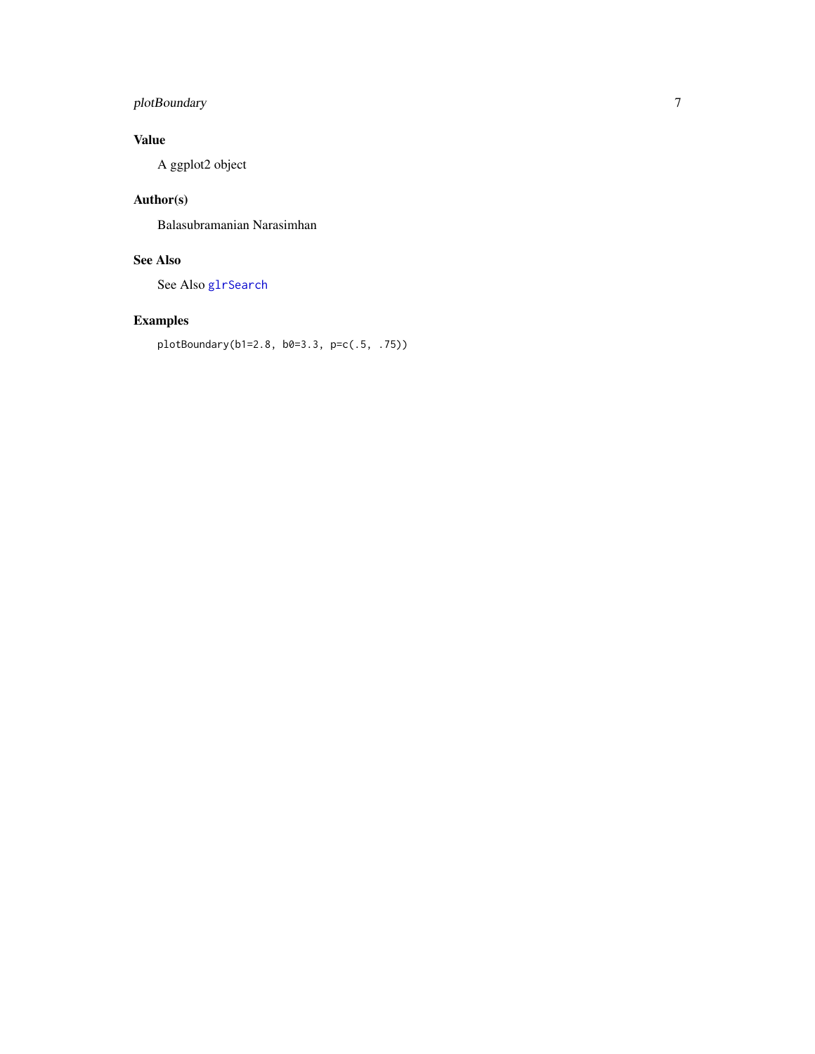## Value

A ggplot2 object

## Author(s)

Balasubramanian Narasimhan

## See Also

See Also glrSearch

## Examples

```
plotBoundary(b1=2.8, b0=3.3, p=c(.5, .75))
```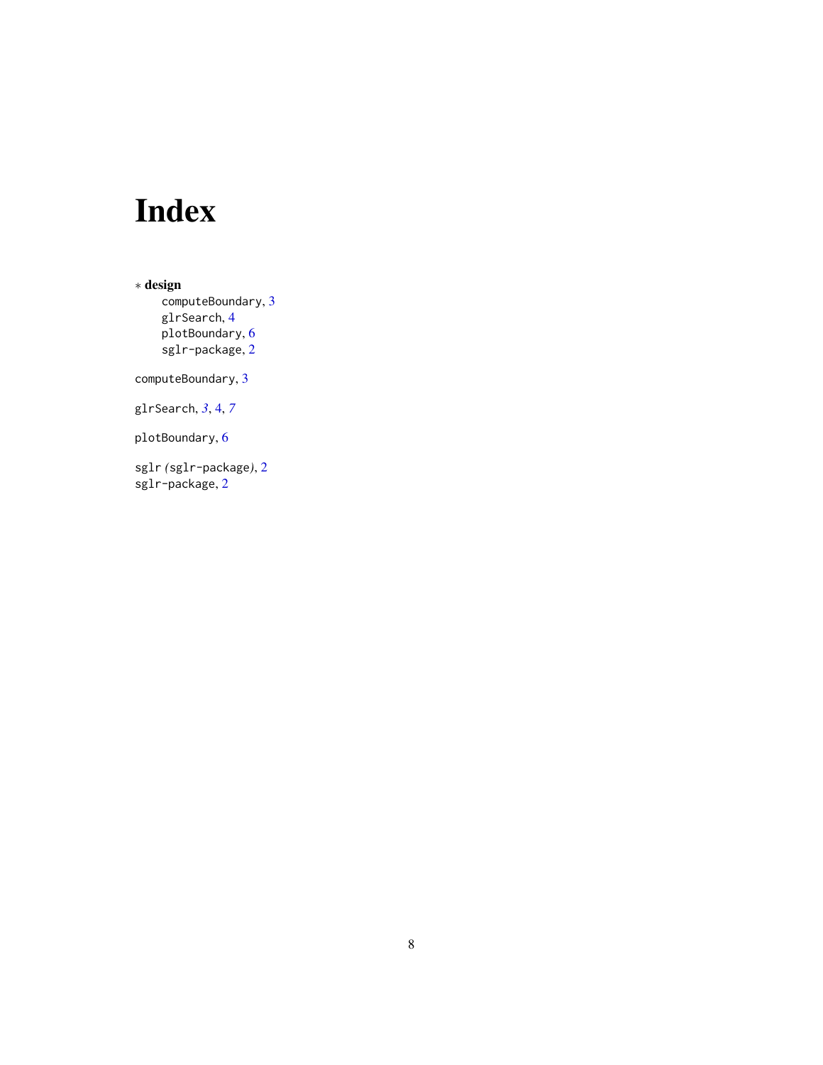# Index

∗ **design**

- computeBoundary, 3
- glrSearch, 4
- plotBoundary, 6
- sglr-package, 2

computeBoundary, 3

glrSearch, *3*, 4, *7*

plotBoundary, 6

sglr *(*sglr-package*)*, 2
sglr-package, 2